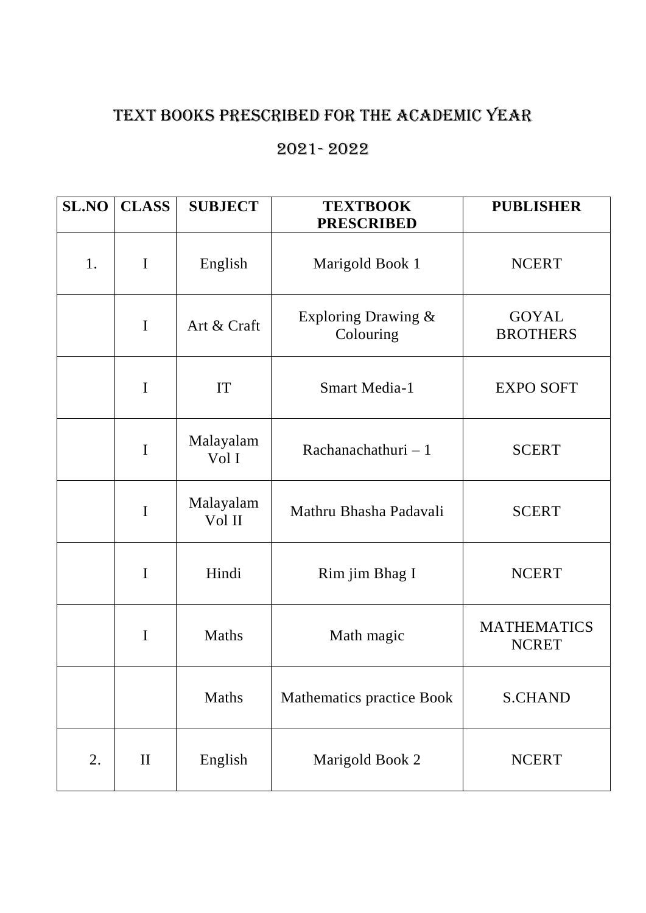# TEXT BOOKS PRESCRIBED FOR THE ACADEMIC YEAR

# 2021- 2022

| SL.NO | CLASS | SUBJECT | TEXTBOOK PRESCRIBED | PUBLISHER |
|---|---|---|---|---|
| 1. | I | English | Marigold Book 1 | NCERT |
| | I | Art & Craft | Exploring Drawing & Colouring | GOYAL BROTHERS |
| | I | IT | Smart Media-1 | EXPO SOFT |
| | I | Malayalam Vol I | Rachanachathuri – 1 | SCERT |
| | I | Malayalam Vol II | Mathru Bhasha Padavali | SCERT |
| | I | Hindi | Rim jim Bhag I | NCERT |
| | I | Maths | Math magic | MATHEMATICS NCRET |
| | | Maths | Mathematics practice Book | S.CHAND |
| 2. | II | English | Marigold Book 2 | NCERT |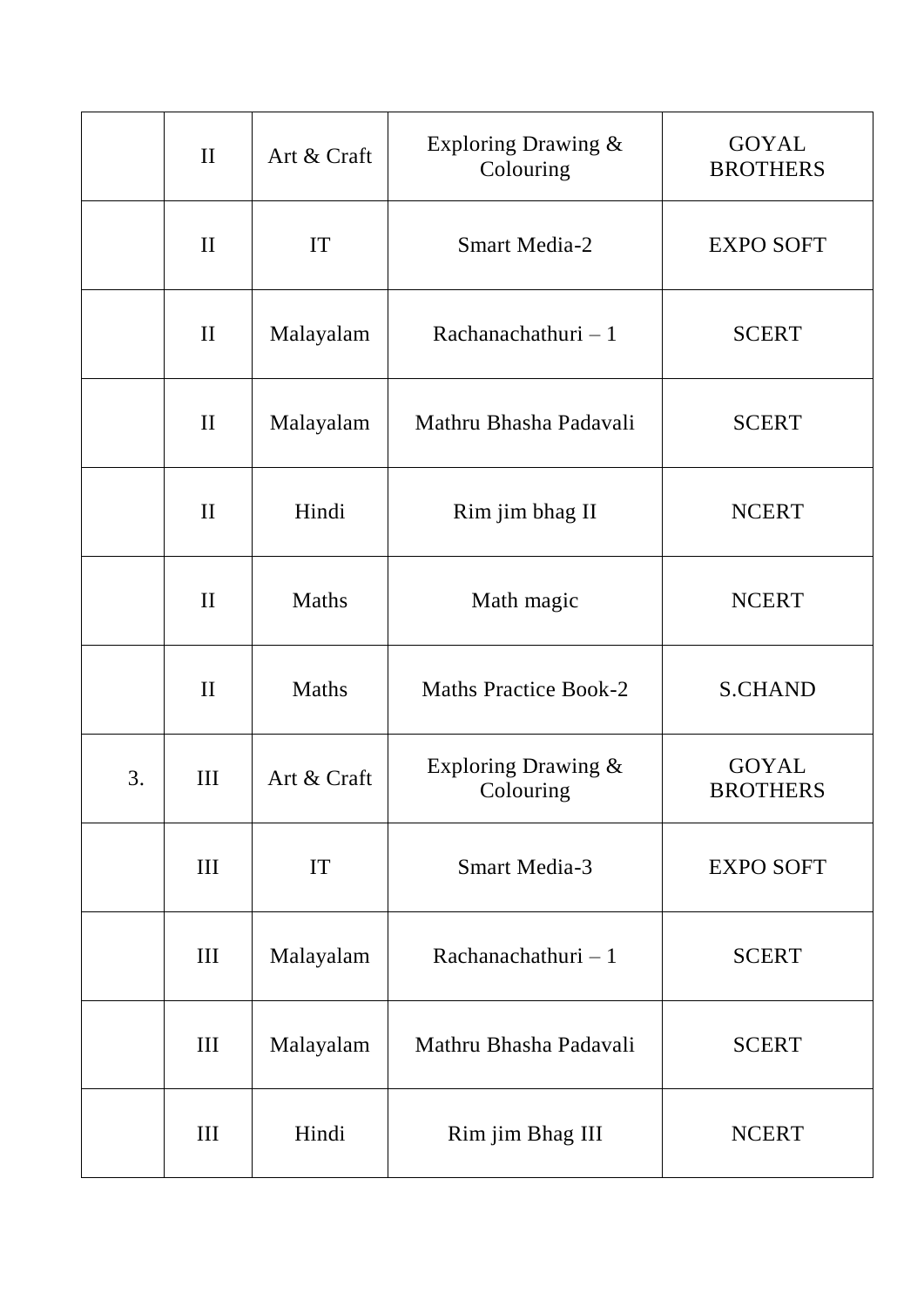| | | | | |
|---|---|---|---|---|
| | II | Art & Craft | Exploring Drawing & Colouring | GOYAL BROTHERS |
| | II | IT | Smart Media-2 | EXPO SOFT |
| | II | Malayalam | Rachanachathuri – 1 | SCERT |
| | II | Malayalam | Mathru Bhasha Padavali | SCERT |
| | II | Hindi | Rim jim bhag II | NCERT |
| | II | Maths | Math magic | NCERT |
| | II | Maths | Maths Practice Book-2 | S.CHAND |
| 3. | III | Art & Craft | Exploring Drawing & Colouring | GOYAL BROTHERS |
| | III | IT | Smart Media-3 | EXPO SOFT |
| | III | Malayalam | Rachanachathuri – 1 | SCERT |
| | III | Malayalam | Mathru Bhasha Padavali | SCERT |
| | III | Hindi | Rim jim Bhag III | NCERT |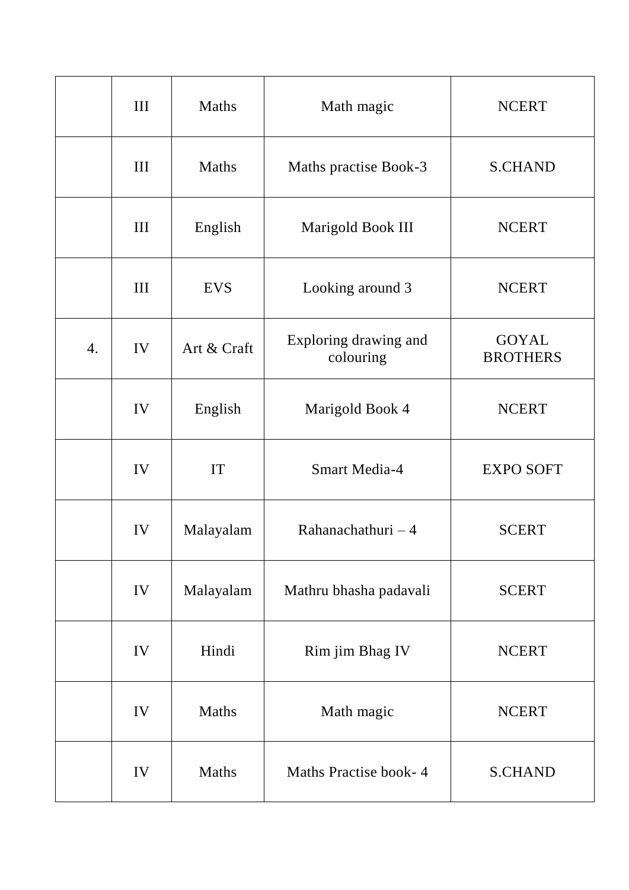| | | | | |
|---|---|---|---|---|
| | III | Maths | Math magic | NCERT |
| | III | Maths | Maths practise Book-3 | S.CHAND |
| | III | English | Marigold Book III | NCERT |
| | III | EVS | Looking around 3 | NCERT |
| 4. | IV | Art & Craft | Exploring drawing and colouring | GOYAL BROTHERS |
| | IV | English | Marigold Book 4 | NCERT |
| | IV | IT | Smart Media-4 | EXPO SOFT |
| | IV | Malayalam | Rahanachathuri – 4 | SCERT |
| | IV | Malayalam | Mathru bhasha padavali | SCERT |
| | IV | Hindi | Rim jim Bhag IV | NCERT |
| | IV | Maths | Math magic | NCERT |
| | IV | Maths | Maths Practise book- 4 | S.CHAND |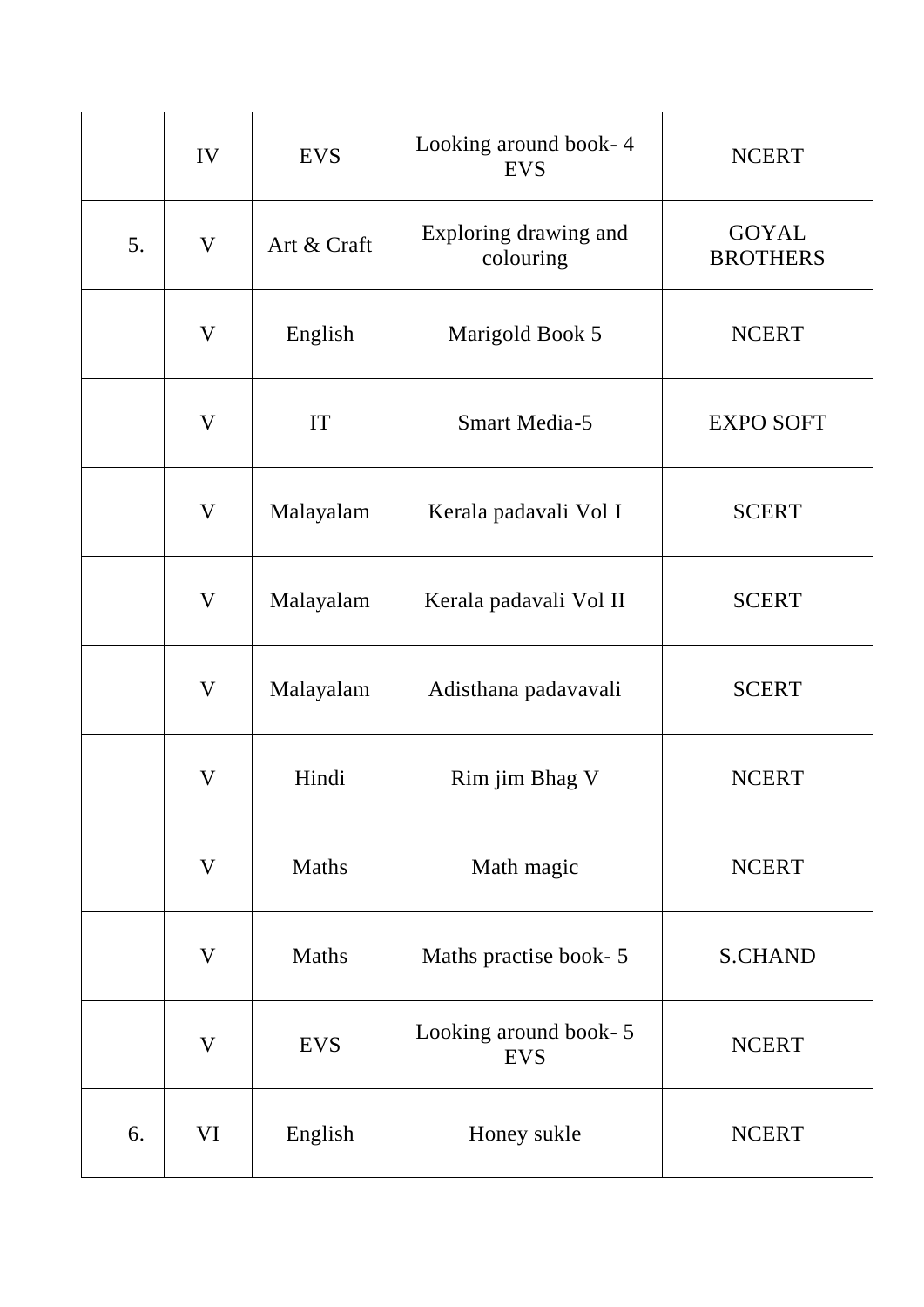| | | | | |
|---|---|---|---|---|
| | IV | EVS | Looking around book- 4 EVS | NCERT |
| 5. | V | Art & Craft | Exploring drawing and colouring | GOYAL BROTHERS |
| | V | English | Marigold Book 5 | NCERT |
| | V | IT | Smart Media-5 | EXPO SOFT |
| | V | Malayalam | Kerala padavali Vol I | SCERT |
| | V | Malayalam | Kerala padavali Vol II | SCERT |
| | V | Malayalam | Adisthana padavavali | SCERT |
| | V | Hindi | Rim jim Bhag V | NCERT |
| | V | Maths | Math magic | NCERT |
| | V | Maths | Maths practise book- 5 | S.CHAND |
| | V | EVS | Looking around book- 5 EVS | NCERT |
| 6. | VI | English | Honey sukle | NCERT |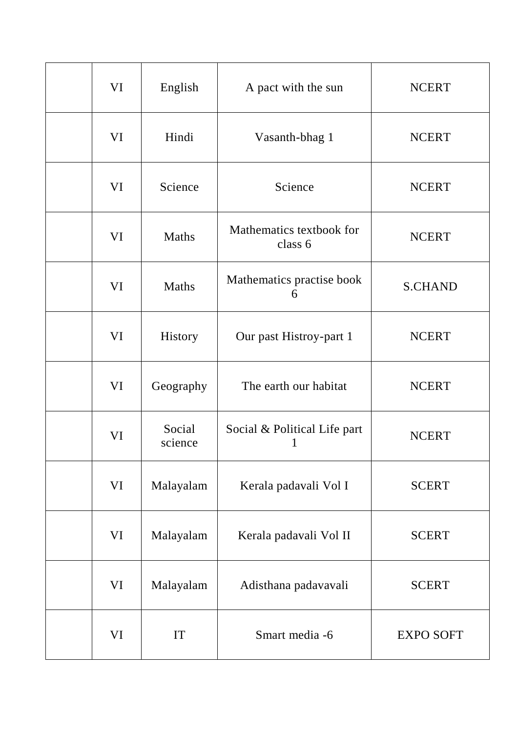| | | | | |
|---|---|---|---|---|
| | VI | English | A pact with the sun | NCERT |
| | VI | Hindi | Vasanth-bhag 1 | NCERT |
| | VI | Science | Science | NCERT |
| | VI | Maths | Mathematics textbook for class 6 | NCERT |
| | VI | Maths | Mathematics practise book 6 | S.CHAND |
| | VI | History | Our past Histroy-part 1 | NCERT |
| | VI | Geography | The earth our habitat | NCERT |
| | VI | Social science | Social & Political Life part 1 | NCERT |
| | VI | Malayalam | Kerala padavali Vol I | SCERT |
| | VI | Malayalam | Kerala padavali Vol II | SCERT |
| | VI | Malayalam | Adisthana padavavali | SCERT |
| | VI | IT | Smart media -6 | EXPO SOFT |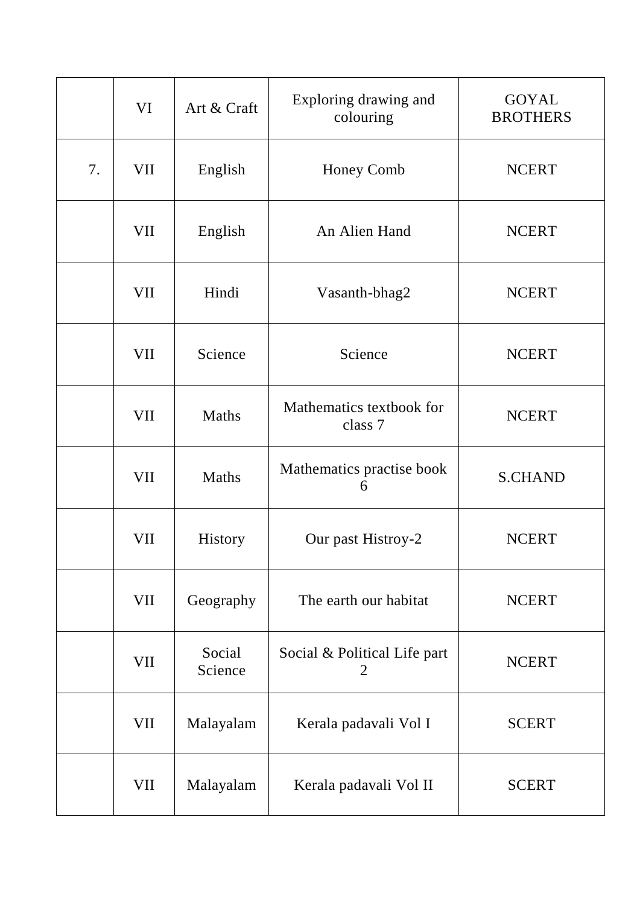| | | | | |
|---|---|---|---|---|
| | VI | Art & Craft | Exploring drawing and colouring | GOYAL BROTHERS |
| 7. | VII | English | Honey Comb | NCERT |
| | VII | English | An Alien Hand | NCERT |
| | VII | Hindi | Vasanth-bhag2 | NCERT |
| | VII | Science | Science | NCERT |
| | VII | Maths | Mathematics textbook for class 7 | NCERT |
| | VII | Maths | Mathematics practise book 6 | S.CHAND |
| | VII | History | Our past Histroy-2 | NCERT |
| | VII | Geography | The earth our habitat | NCERT |
| | VII | Social Science | Social & Political Life part 2 | NCERT |
| | VII | Malayalam | Kerala padavali Vol I | SCERT |
| | VII | Malayalam | Kerala padavali Vol II | SCERT |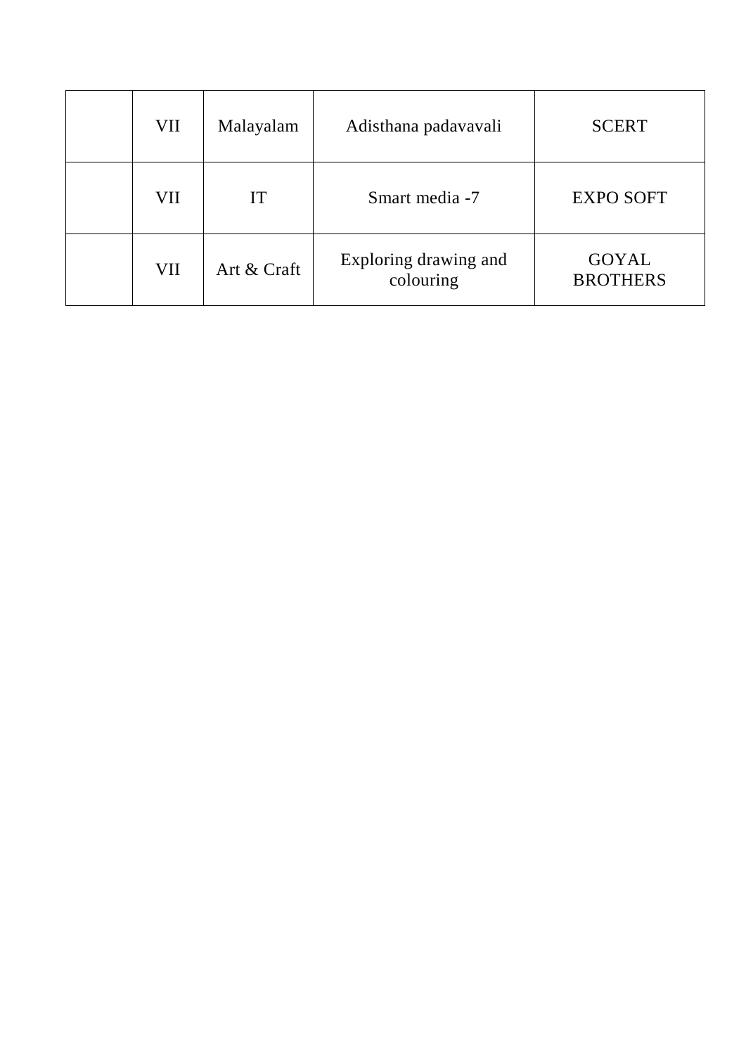| | | | | |
|---|---|---|---|---|
| | VII | Malayalam | Adisthana padavavali | SCERT |
| | VII | IT | Smart media -7 | EXPO SOFT |
| | VII | Art & Craft | Exploring drawing and colouring | GOYAL BROTHERS |